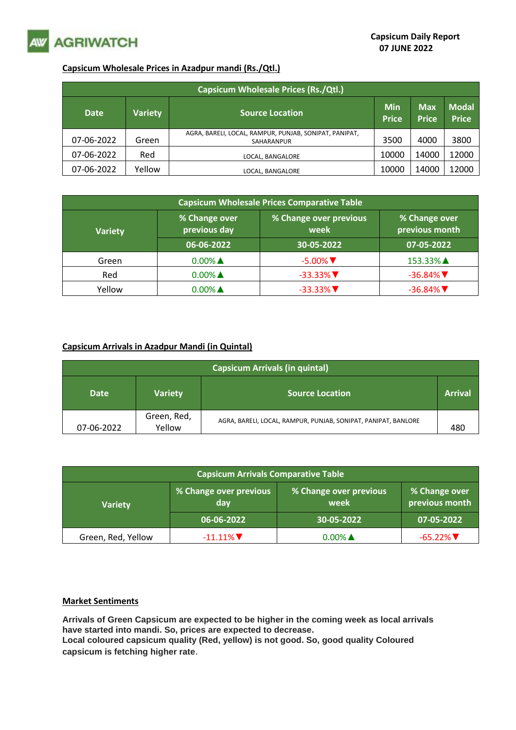AGRIWATCH

**Capsicum Daily Report**
**07 JUNE 2022**

## Capsicum Wholesale Prices in Azadpur mandi (Rs./Qtl.)

| Capsicum Wholesale Prices (Rs./Qtl.) | | | | | |
|---|---|---|---|---|---|
| **Date** | **Variety** | **Source Location** | **Min Price** | **Max Price** | **Modal Price** |
| 07-06-2022 | Green | AGRA, BARELI, LOCAL, RAMPUR, PUNJAB, SONIPAT, PANIPAT, SAHARANPUR | 3500 | 4000 | 3800 |
| 07-06-2022 | Red | LOCAL, BANGALORE | 10000 | 14000 | 12000 |
| 07-06-2022 | Yellow | LOCAL, BANGALORE | 10000 | 14000 | 12000 |

| Capsicum Wholesale Prices Comparative Table | | | |
|---|---|---|---|
| **Variety** | **% Change over previous day** | **% Change over previous week** | **% Change over previous month** |
| | **06-06-2022** | **30-05-2022** | **07-05-2022** |
| Green | 0.00%▲ | -5.00%▼ | 153.33%▲ |
| Red | 0.00%▲ | -33.33%▼ | -36.84%▼ |
| Yellow | 0.00%▲ | -33.33%▼ | -36.84%▼ |

## Capsicum Arrivals in Azadpur Mandi (in Quintal)

| Capsicum Arrivals (in quintal) | | | |
|---|---|---|---|
| **Date** | **Variety** | **Source Location** | **Arrival** |
| 07-06-2022 | Green, Red, Yellow | AGRA, BARELI, LOCAL, RAMPUR, PUNJAB, SONIPAT, PANIPAT, BANLORE | 480 |

| Capsicum Arrivals Comparative Table | | | |
|---|---|---|---|
| **Variety** | **% Change over previous day** | **% Change over previous week** | **% Change over previous month** |
| | **06-06-2022** | **30-05-2022** | **07-05-2022** |
| Green, Red, Yellow | -11.11%▼ | 0.00%▲ | -65.22%▼ |

## Market Sentiments

**Arrivals of Green Capsicum are expected to be higher in the coming week as local arrivals have started into mandi. So, prices are expected to decrease.**
**Local coloured capsicum quality (Red, yellow) is not good. So, good quality Coloured capsicum is fetching higher rate.**